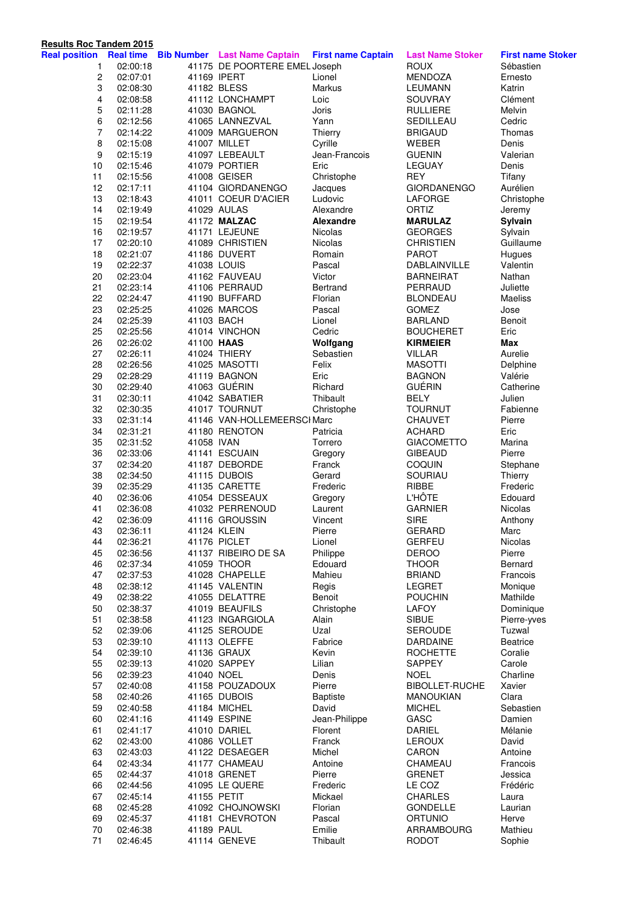**Results Roc Tandem 2015**

| Real position | Real time | Bib Number | Last Name Captain | First name Captain | Last Name Stoker | First name Stoker |
|---|---|---|---|---|---|---|
| 1 | 02:00:18 | 41175 | DE POORTERE EMEL | Joseph | ROUX | Sébastien |
| 2 | 02:07:01 | 41169 | IPERT | Lionel | MENDOZA | Ernesto |
| 3 | 02:08:30 | 41182 | BLESS | Markus | LEUMANN | Katrin |
| 4 | 02:08:58 | 41112 | LONCHAMPT | Loic | SOUVRAY | Clément |
| 5 | 02:11:28 | 41030 | BAGNOL | Joris | RULLIERE | Melvin |
| 6 | 02:12:56 | 41065 | LANNEZVAL | Yann | SEDILLEAU | Cedric |
| 7 | 02:14:22 | 41009 | MARGUERON | Thierry | BRIGAUD | Thomas |
| 8 | 02:15:08 | 41007 | MILLET | Cyrille | WEBER | Denis |
| 9 | 02:15:19 | 41097 | LEBEAULT | Jean-Francois | GUENIN | Valerian |
| 10 | 02:15:46 | 41079 | PORTIER | Eric | LEGUAY | Denis |
| 11 | 02:15:56 | 41008 | GEISER | Christophe | REY | Tifany |
| 12 | 02:17:11 | 41104 | GIORDANENGO | Jacques | GIORDANENGO | Aurélien |
| 13 | 02:18:43 | 41011 | COEUR D'ACIER | Ludovic | LAFORGE | Christophe |
| 14 | 02:19:49 | 41029 | AULAS | Alexandre | ORTIZ | Jeremy |
| 15 | 02:19:54 | 41172 | **MALZAC** | **Alexandre** | **MARULAZ** | **Sylvain** |
| 16 | 02:19:57 | 41171 | LEJEUNE | Nicolas | GEORGES | Sylvain |
| 17 | 02:20:10 | 41089 | CHRISTIEN | Nicolas | CHRISTIEN | Guillaume |
| 18 | 02:21:07 | 41186 | DUVERT | Romain | PAROT | Hugues |
| 19 | 02:22:37 | 41038 | LOUIS | Pascal | DABLAINVILLE | Valentin |
| 20 | 02:23:04 | 41162 | FAUVEAU | Victor | BARNEIRAT | Nathan |
| 21 | 02:23:14 | 41106 | PERRAUD | Bertrand | PERRAUD | Juliette |
| 22 | 02:24:47 | 41190 | BUFFARD | Florian | BLONDEAU | Maeliss |
| 23 | 02:25:25 | 41026 | MARCOS | Pascal | GOMEZ | Jose |
| 24 | 02:25:39 | 41103 | BACH | Lionel | BARLAND | Benoit |
| 25 | 02:25:56 | 41014 | VINCHON | Cedric | BOUCHERET | Eric |
| 26 | 02:26:02 | 41100 | **HAAS** | **Wolfgang** | **KIRMEIER** | **Max** |
| 27 | 02:26:11 | 41024 | THIERY | Sebastien | VILLAR | Aurelie |
| 28 | 02:26:56 | 41025 | MASOTTI | Felix | MASOTTI | Delphine |
| 29 | 02:28:29 | 41119 | BAGNON | Eric | BAGNON | Valérie |
| 30 | 02:29:40 | 41063 | GUÉRIN | Richard | GUÉRIN | Catherine |
| 31 | 02:30:11 | 41042 | SABATIER | Thibault | BELY | Julien |
| 32 | 02:30:35 | 41017 | TOURNUT | Christophe | TOURNUT | Fabienne |
| 33 | 02:31:14 | 41146 | VAN-HOLLEMEERSCI | Marc | CHAUVET | Pierre |
| 34 | 02:31:21 | 41180 | RENOTON | Patricia | ACHARD | Eric |
| 35 | 02:31:52 | 41058 | IVAN | Torrero | GIACOMETTO | Marina |
| 36 | 02:33:06 | 41141 | ESCUAIN | Gregory | GIBEAUD | Pierre |
| 37 | 02:34:20 | 41187 | DEBORDE | Franck | COQUIN | Stephane |
| 38 | 02:34:50 | 41115 | DUBOIS | Gerard | SOURIAU | Thierry |
| 39 | 02:35:29 | 41135 | CARETTE | Frederic | RIBBE | Frederic |
| 40 | 02:36:06 | 41054 | DESSEAUX | Gregory | L'HÔTE | Edouard |
| 41 | 02:36:08 | 41032 | PERRENOUD | Laurent | GARNIER | Nicolas |
| 42 | 02:36:09 | 41116 | GROUSSIN | Vincent | SIRE | Anthony |
| 43 | 02:36:11 | 41124 | KLEIN | Pierre | GERARD | Marc |
| 44 | 02:36:21 | 41176 | PICLET | Lionel | GERFEU | Nicolas |
| 45 | 02:36:56 | 41137 | RIBEIRO DE SA | Philippe | DEROO | Pierre |
| 46 | 02:37:34 | 41059 | THOOR | Edouard | THOOR | Bernard |
| 47 | 02:37:53 | 41028 | CHAPELLE | Mahieu | BRIAND | Francois |
| 48 | 02:38:12 | 41145 | VALENTIN | Regis | LEGRET | Monique |
| 49 | 02:38:22 | 41055 | DELATTRE | Benoit | POUCHIN | Mathilde |
| 50 | 02:38:37 | 41019 | BEAUFILS | Christophe | LAFOY | Dominique |
| 51 | 02:38:58 | 41123 | INGARGIOLA | Alain | SIBUE | Pierre-yves |
| 52 | 02:39:06 | 41125 | SEROUDE | Uzal | SEROUDE | Tuzwal |
| 53 | 02:39:10 | 41113 | OLEFFE | Fabrice | DARDAINE | Beatrice |
| 54 | 02:39:10 | 41136 | GRAUX | Kevin | ROCHETTE | Coralie |
| 55 | 02:39:13 | 41020 | SAPPEY | Lilian | SAPPEY | Carole |
| 56 | 02:39:23 | 41040 | NOEL | Denis | NOEL | Charline |
| 57 | 02:40:08 | 41158 | POUZADOUX | Pierre | BIBOLLET-RUCHE | Xavier |
| 58 | 02:40:26 | 41165 | DUBOIS | Baptiste | MANOUKIAN | Clara |
| 59 | 02:40:58 | 41184 | MICHEL | David | MICHEL | Sebastien |
| 60 | 02:41:16 | 41149 | ESPINE | Jean-Philippe | GASC | Damien |
| 61 | 02:41:17 | 41010 | DARIEL | Florent | DARIEL | Mélanie |
| 62 | 02:43:00 | 41086 | VOLLET | Franck | LEROUX | David |
| 63 | 02:43:03 | 41122 | DESAEGER | Michel | CARON | Antoine |
| 64 | 02:43:34 | 41177 | CHAMEAU | Antoine | CHAMEAU | Francois |
| 65 | 02:44:37 | 41018 | GRENET | Pierre | GRENET | Jessica |
| 66 | 02:44:56 | 41095 | LE QUERE | Frederic | LE COZ | Frédéric |
| 67 | 02:45:14 | 41155 | PETIT | Mickael | CHARLES | Laura |
| 68 | 02:45:28 | 41092 | CHOJNOWSKI | Florian | GONDELLE | Laurian |
| 69 | 02:45:37 | 41181 | CHEVROTON | Pascal | ORTUNIO | Herve |
| 70 | 02:46:38 | 41189 | PAUL | Emilie | ARRAMBOURG | Mathieu |
| 71 | 02:46:45 | 41114 | GENEVE | Thibault | RODOT | Sophie |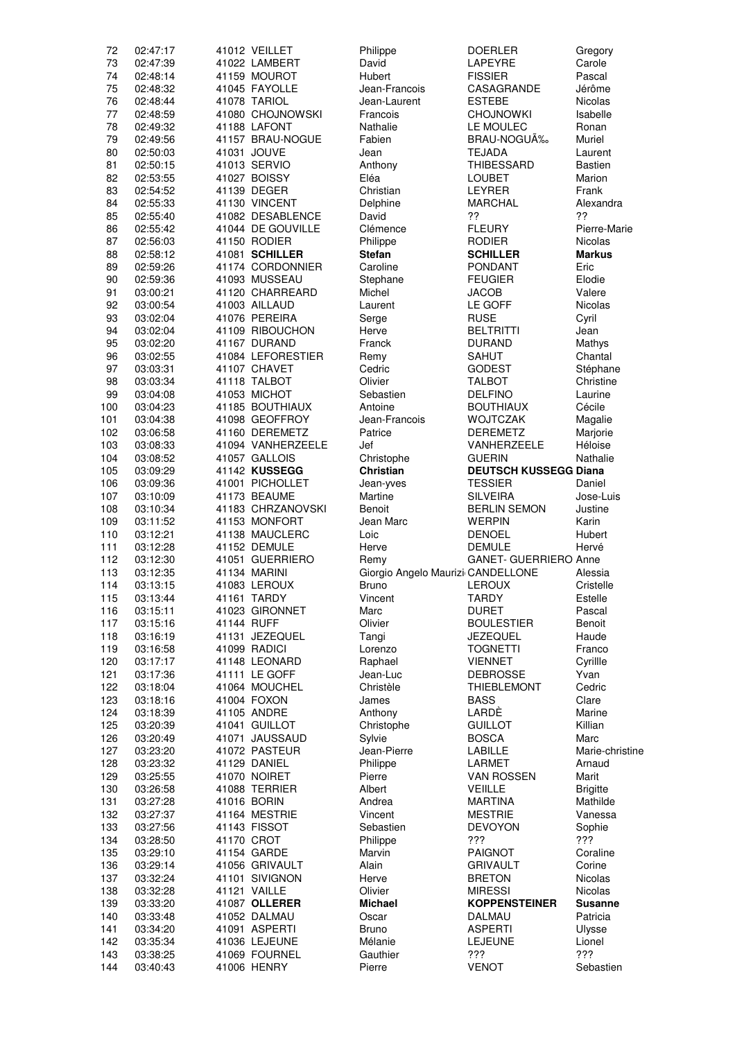| | | | | | | |
|---|---|---|---|---|---|---|
| 72 | 02:47:17 | 41012 | VEILLET | Philippe | DOERLER | Gregory |
| 73 | 02:47:39 | 41022 | LAMBERT | David | LAPEYRE | Carole |
| 74 | 02:48:14 | 41159 | MOUROT | Hubert | FISSIER | Pascal |
| 75 | 02:48:32 | 41045 | FAYOLLE | Jean-Francois | CASAGRANDE | Jérôme |
| 76 | 02:48:44 | 41078 | TARIOL | Jean-Laurent | ESTEBE | Nicolas |
| 77 | 02:48:59 | 41080 | CHOJNOWSKI | Francois | CHOJNOWKI | Isabelle |
| 78 | 02:49:32 | 41188 | LAFONT | Nathalie | LE MOULEC | Ronan |
| 79 | 02:49:56 | 41157 | BRAU-NOGUE | Fabien | BRAU-NOGUÃ‰ | Muriel |
| 80 | 02:50:03 | 41031 | JOUVE | Jean | TEJADA | Laurent |
| 81 | 02:50:15 | 41013 | SERVIO | Anthony | THIBESSARD | Bastien |
| 82 | 02:53:55 | 41027 | BOISSY | Eléa | LOUBET | Marion |
| 83 | 02:54:52 | 41139 | DEGER | Christian | LEYRER | Frank |
| 84 | 02:55:33 | 41130 | VINCENT | Delphine | MARCHAL | Alexandra |
| 85 | 02:55:40 | 41082 | DESABLENCE | David | ?? | ?? |
| 86 | 02:55:42 | 41044 | DE GOUVILLE | Clémence | FLEURY | Pierre-Marie |
| 87 | 02:56:03 | 41150 | RODIER | Philippe | RODIER | Nicolas |
| 88 | 02:58:12 | 41081 | **SCHILLER** | **Stefan** | **SCHILLER** | **Markus** |
| 89 | 02:59:26 | 41174 | CORDONNIER | Caroline | PONDANT | Eric |
| 90 | 02:59:36 | 41093 | MUSSEAU | Stephane | FEUGIER | Elodie |
| 91 | 03:00:21 | 41120 | CHARREARD | Michel | JACOB | Valere |
| 92 | 03:00:54 | 41003 | AILLAUD | Laurent | LE GOFF | Nicolas |
| 93 | 03:02:04 | 41076 | PEREIRA | Serge | RUSE | Cyril |
| 94 | 03:02:04 | 41109 | RIBOUCHON | Herve | BELTRITTI | Jean |
| 95 | 03:02:20 | 41167 | DURAND | Franck | DURAND | Mathys |
| 96 | 03:02:55 | 41084 | LEFORESTIER | Remy | SAHUT | Chantal |
| 97 | 03:03:31 | 41107 | CHAVET | Cedric | GODEST | Stéphane |
| 98 | 03:03:34 | 41118 | TALBOT | Olivier | TALBOT | Christine |
| 99 | 03:04:08 | 41053 | MICHOT | Sebastien | DELFINO | Laurine |
| 100 | 03:04:23 | 41185 | BOUTHIAUX | Antoine | BOUTHIAUX | Cécile |
| 101 | 03:04:38 | 41098 | GEOFFROY | Jean-Francois | WOJTCZAK | Magalie |
| 102 | 03:06:58 | 41160 | DEREMETZ | Patrice | DEREMETZ | Marjorie |
| 103 | 03:08:33 | 41094 | VANHERZEELE | Jef | VANHERZEELE | Héloise |
| 104 | 03:08:52 | 41057 | GALLOIS | Christophe | GUERIN | Nathalie |
| 105 | 03:09:29 | 41142 | **KUSSEGG** | **Christian** | **DEUTSCH KUSSEGG** | **Diana** |
| 106 | 03:09:36 | 41001 | PICHOLLET | Jean-yves | TESSIER | Daniel |
| 107 | 03:10:09 | 41173 | BEAUME | Martine | SILVEIRA | Jose-Luis |
| 108 | 03:10:34 | 41183 | CHRZANOVSKI | Benoit | BERLIN SEMON | Justine |
| 109 | 03:11:52 | 41153 | MONFORT | Jean Marc | WERPIN | Karin |
| 110 | 03:12:21 | 41138 | MAUCLERC | Loic | DENOEL | Hubert |
| 111 | 03:12:28 | 41152 | DEMULE | Herve | DEMULE | Hervé |
| 112 | 03:12:30 | 41051 | GUERRIERO | Remy | GANET- GUERRIERO | Anne |
| 113 | 03:12:35 | 41134 | MARINI | Giorgio Angelo Maurizi | CANDELLONE | Alessia |
| 114 | 03:13:15 | 41083 | LEROUX | Bruno | LEROUX | Cristelle |
| 115 | 03:13:44 | 41161 | TARDY | Vincent | TARDY | Estelle |
| 116 | 03:15:11 | 41023 | GIRONNET | Marc | DURET | Pascal |
| 117 | 03:15:16 | 41144 | RUFF | Olivier | BOULESTIER | Benoit |
| 118 | 03:16:19 | 41131 | JEZEQUEL | Tangi | JEZEQUEL | Haude |
| 119 | 03:16:58 | 41099 | RADICI | Lorenzo | TOGNETTI | Franco |
| 120 | 03:17:17 | 41148 | LEONARD | Raphael | VIENNET | Cyrillle |
| 121 | 03:17:36 | 41111 | LE GOFF | Jean-Luc | DEBROSSE | Yvan |
| 122 | 03:18:04 | 41064 | MOUCHEL | Christèle | THIEBLEMONT | Cedric |
| 123 | 03:18:16 | 41004 | FOXON | James | BASS | Clare |
| 124 | 03:18:39 | 41105 | ANDRE | Anthony | LARDÈ | Marine |
| 125 | 03:20:39 | 41041 | GUILLOT | Christophe | GUILLOT | Killian |
| 126 | 03:20:49 | 41071 | JAUSSAUD | Sylvie | BOSCA | Marc |
| 127 | 03:23:20 | 41072 | PASTEUR | Jean-Pierre | LABILLE | Marie-christine |
| 128 | 03:23:32 | 41129 | DANIEL | Philippe | LARMET | Arnaud |
| 129 | 03:25:55 | 41070 | NOIRET | Pierre | VAN ROSSEN | Marit |
| 130 | 03:26:58 | 41088 | TERRIER | Albert | VEILLE | Brigitte |
| 131 | 03:27:28 | 41016 | BORIN | Andrea | MARTINA | Mathilde |
| 132 | 03:27:37 | 41164 | MESTRIE | Vincent | MESTRIE | Vanessa |
| 133 | 03:27:56 | 41143 | FISSOT | Sebastien | DEVOYON | Sophie |
| 134 | 03:28:50 | 41170 | CROT | Philippe | ??? | ??? |
| 135 | 03:29:10 | 41154 | GARDE | Marvin | PAIGNOT | Coraline |
| 136 | 03:29:14 | 41056 | GRIVAULT | Alain | GRIVAULT | Corine |
| 137 | 03:32:24 | 41101 | SIVIGNON | Herve | BRETON | Nicolas |
| 138 | 03:32:28 | 41121 | VAILLE | Olivier | MIRESSI | Nicolas |
| 139 | 03:33:20 | 41087 | **OLLERER** | **Michael** | **KOPPENSTEINER** | **Susanne** |
| 140 | 03:33:48 | 41052 | DALMAU | Oscar | DALMAU | Patricia |
| 141 | 03:34:20 | 41091 | ASPERTI | Bruno | ASPERTI | Ulysse |
| 142 | 03:35:34 | 41036 | LEJEUNE | Mélanie | LEJEUNE | Lionel |
| 143 | 03:38:25 | 41069 | FOURNEL | Gauthier | ??? | ??? |
| 144 | 03:40:43 | 41006 | HENRY | Pierre | VENOT | Sebastien |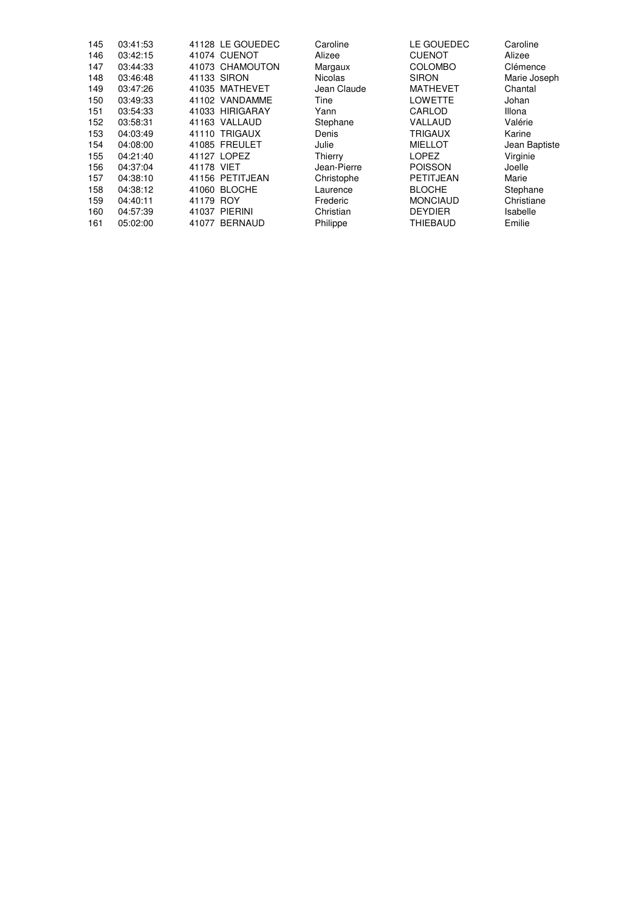| | | | | | | |
|---|---|---|---|---|---|---|
| 145 | 03:41:53 | 41128 | LE GOUEDEC | Caroline | LE GOUEDEC | Caroline |
| 146 | 03:42:15 | 41074 | CUENOT | Alizee | CUENOT | Alizee |
| 147 | 03:44:33 | 41073 | CHAMOUTON | Margaux | COLOMBO | Clémence |
| 148 | 03:46:48 | 41133 | SIRON | Nicolas | SIRON | Marie Joseph |
| 149 | 03:47:26 | 41035 | MATHEVET | Jean Claude | MATHEVET | Chantal |
| 150 | 03:49:33 | 41102 | VANDAMME | Tine | LOWETTE | Johan |
| 151 | 03:54:33 | 41033 | HIRIGARAY | Yann | CARLOD | Illona |
| 152 | 03:58:31 | 41163 | VALLAUD | Stephane | VALLAUD | Valérie |
| 153 | 04:03:49 | 41110 | TRIGAUX | Denis | TRIGAUX | Karine |
| 154 | 04:08:00 | 41085 | FREULET | Julie | MIELLOT | Jean Baptiste |
| 155 | 04:21:40 | 41127 | LOPEZ | Thierry | LOPEZ | Virginie |
| 156 | 04:37:04 | 41178 | VIET | Jean-Pierre | POISSON | Joelle |
| 157 | 04:38:10 | 41156 | PETITJEAN | Christophe | PETITJEAN | Marie |
| 158 | 04:38:12 | 41060 | BLOCHE | Laurence | BLOCHE | Stephane |
| 159 | 04:40:11 | 41179 | ROY | Frederic | MONCIAUD | Christiane |
| 160 | 04:57:39 | 41037 | PIERINI | Christian | DEYDIER | Isabelle |
| 161 | 05:02:00 | 41077 | BERNAUD | Philippe | THIEBAUD | Emilie |